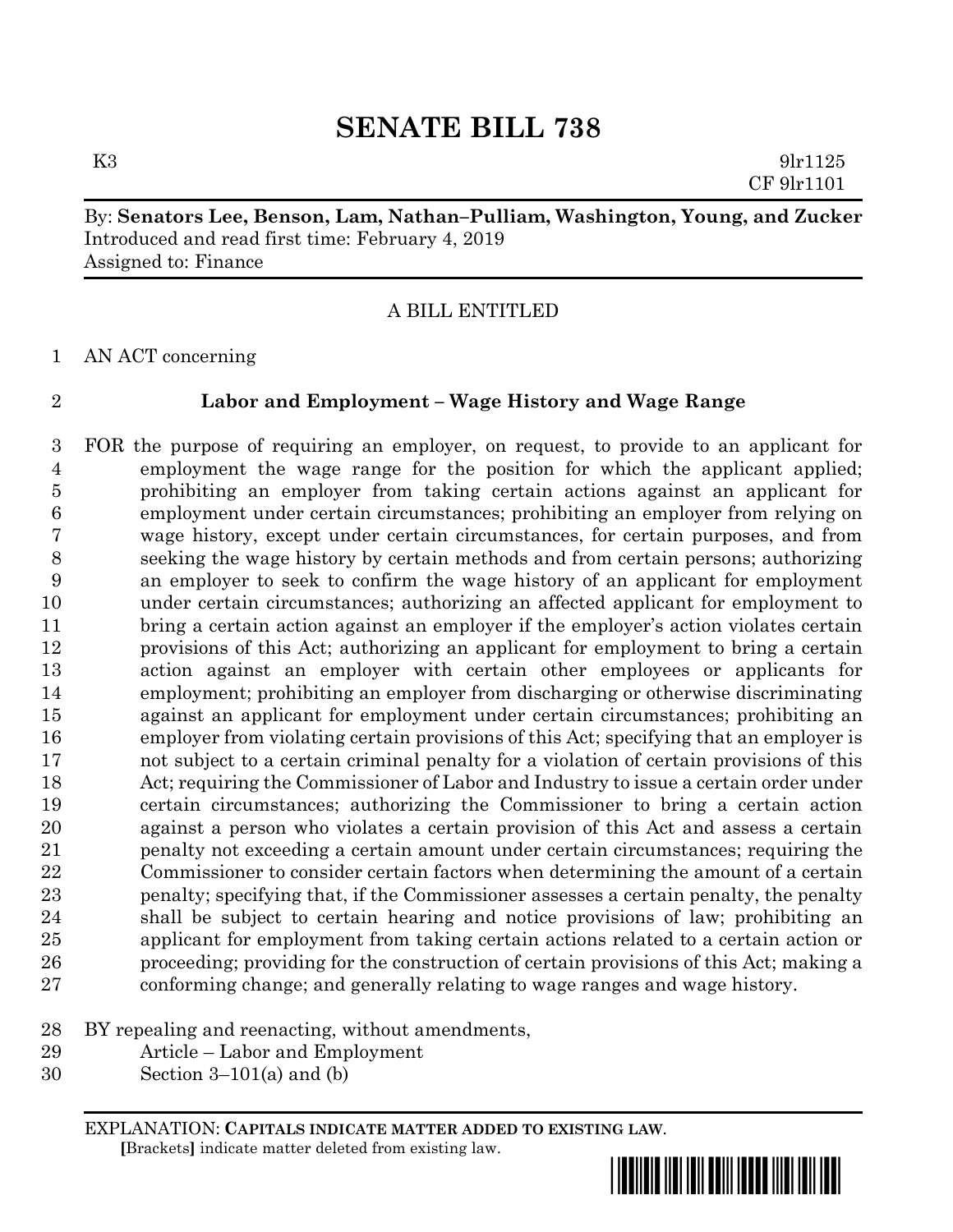# SENATE BILL 738

K3 9lr1125
CF 9lr1101

By: **Senators Lee, Benson, Lam, Nathan–Pulliam, Washington, Young, and Zucker**
Introduced and read first time: February 4, 2019
Assigned to: Finance

A BILL ENTITLED

1 AN ACT concerning

2 **Labor and Employment – Wage History and Wage Range**

3 FOR the purpose of requiring an employer, on request, to provide to an applicant for
4 employment the wage range for the position for which the applicant applied;
5 prohibiting an employer from taking certain actions against an applicant for
6 employment under certain circumstances; prohibiting an employer from relying on
7 wage history, except under certain circumstances, for certain purposes, and from
8 seeking the wage history by certain methods and from certain persons; authorizing
9 an employer to seek to confirm the wage history of an applicant for employment
10 under certain circumstances; authorizing an affected applicant for employment to
11 bring a certain action against an employer if the employer's action violates certain
12 provisions of this Act; authorizing an applicant for employment to bring a certain
13 action against an employer with certain other employees or applicants for
14 employment; prohibiting an employer from discharging or otherwise discriminating
15 against an applicant for employment under certain circumstances; prohibiting an
16 employer from violating certain provisions of this Act; specifying that an employer is
17 not subject to a certain criminal penalty for a violation of certain provisions of this
18 Act; requiring the Commissioner of Labor and Industry to issue a certain order under
19 certain circumstances; authorizing the Commissioner to bring a certain action
20 against a person who violates a certain provision of this Act and assess a certain
21 penalty not exceeding a certain amount under certain circumstances; requiring the
22 Commissioner to consider certain factors when determining the amount of a certain
23 penalty; specifying that, if the Commissioner assesses a certain penalty, the penalty
24 shall be subject to certain hearing and notice provisions of law; prohibiting an
25 applicant for employment from taking certain actions related to a certain action or
26 proceeding; providing for the construction of certain provisions of this Act; making a
27 conforming change; and generally relating to wage ranges and wage history.

28 BY repealing and reenacting, without amendments,
29 Article – Labor and Employment
30 Section 3–101(a) and (b)

EXPLANATION: **CAPITALS INDICATE MATTER ADDED TO EXISTING LAW**.
**[**Brackets**]** indicate matter deleted from existing law.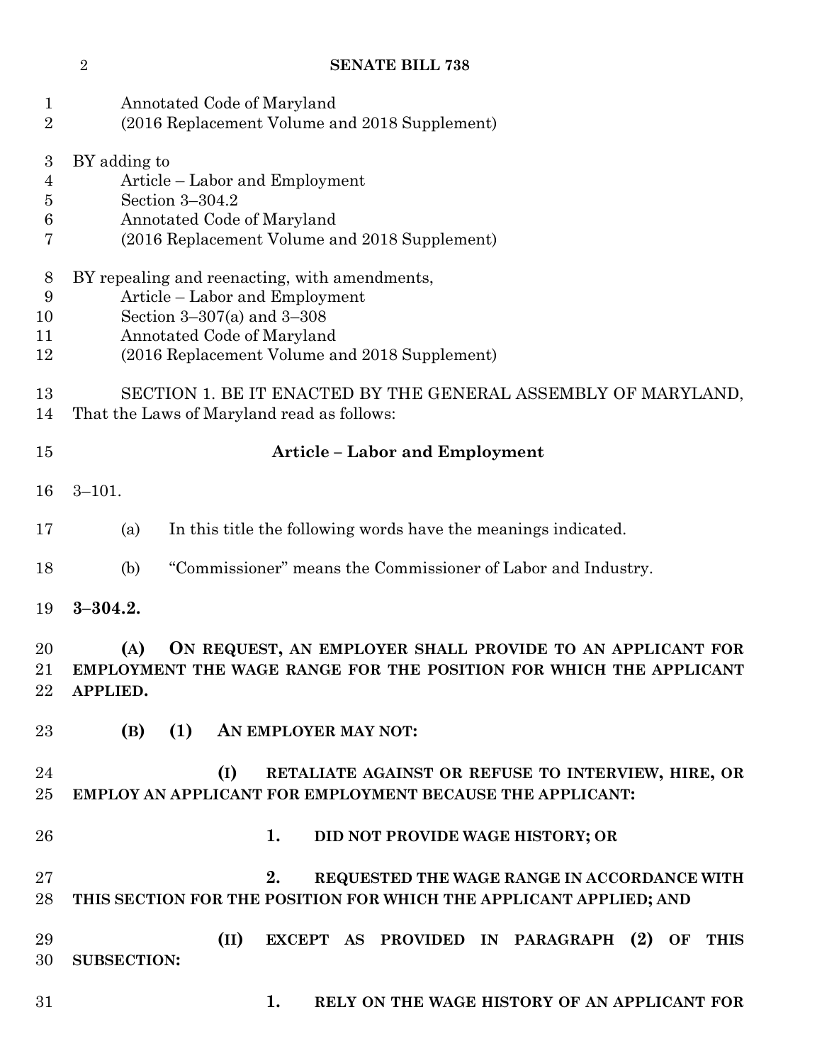Annotated Code of Maryland
(2016 Replacement Volume and 2018 Supplement)

BY adding to
Article – Labor and Employment
Section 3–304.2
Annotated Code of Maryland
(2016 Replacement Volume and 2018 Supplement)

BY repealing and reenacting, with amendments,
Article – Labor and Employment
Section 3–307(a) and 3–308
Annotated Code of Maryland
(2016 Replacement Volume and 2018 Supplement)

SECTION 1. BE IT ENACTED BY THE GENERAL ASSEMBLY OF MARYLAND, That the Laws of Maryland read as follows:

**Article – Labor and Employment**

3–101.

(a) In this title the following words have the meanings indicated.

(b) "Commissioner" means the Commissioner of Labor and Industry.

**3–304.2.**

**(A) ON REQUEST, AN EMPLOYER SHALL PROVIDE TO AN APPLICANT FOR EMPLOYMENT THE WAGE RANGE FOR THE POSITION FOR WHICH THE APPLICANT APPLIED.**

**(B) (1) AN EMPLOYER MAY NOT:**

**(I) RETALIATE AGAINST OR REFUSE TO INTERVIEW, HIRE, OR EMPLOY AN APPLICANT FOR EMPLOYMENT BECAUSE THE APPLICANT:**

**1. DID NOT PROVIDE WAGE HISTORY; OR**

**2. REQUESTED THE WAGE RANGE IN ACCORDANCE WITH THIS SECTION FOR THE POSITION FOR WHICH THE APPLICANT APPLIED; AND**

**(II) EXCEPT AS PROVIDED IN PARAGRAPH (2) OF THIS SUBSECTION:**

**1. RELY ON THE WAGE HISTORY OF AN APPLICANT FOR**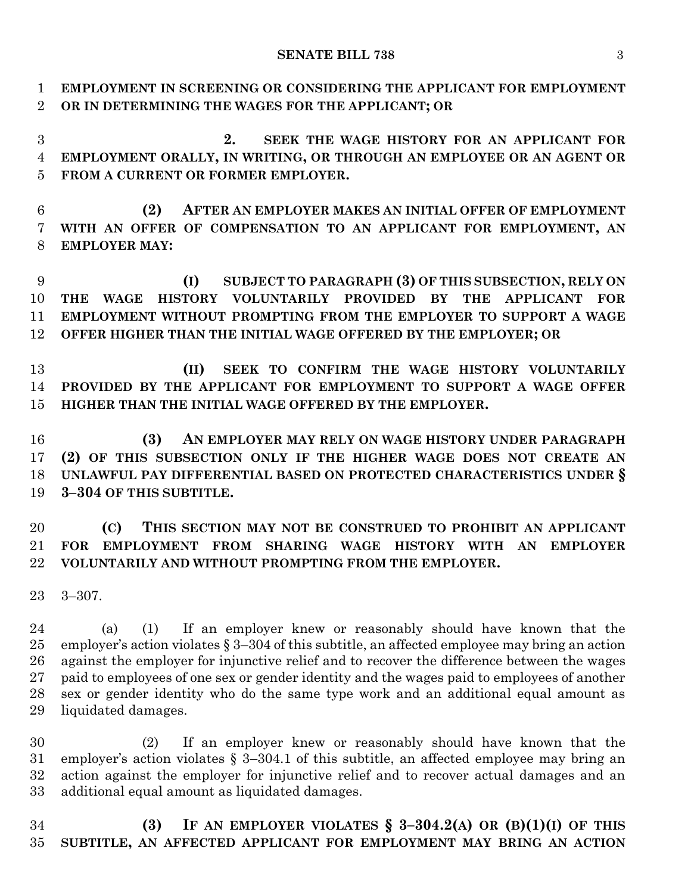**EMPLOYMENT IN SCREENING OR CONSIDERING THE APPLICANT FOR EMPLOYMENT OR IN DETERMINING THE WAGES FOR THE APPLICANT; OR**

**2. SEEK THE WAGE HISTORY FOR AN APPLICANT FOR EMPLOYMENT ORALLY, IN WRITING, OR THROUGH AN EMPLOYEE OR AN AGENT OR FROM A CURRENT OR FORMER EMPLOYER.**

**(2) AFTER AN EMPLOYER MAKES AN INITIAL OFFER OF EMPLOYMENT WITH AN OFFER OF COMPENSATION TO AN APPLICANT FOR EMPLOYMENT, AN EMPLOYER MAY:**

**(I) SUBJECT TO PARAGRAPH (3) OF THIS SUBSECTION, RELY ON THE WAGE HISTORY VOLUNTARILY PROVIDED BY THE APPLICANT FOR EMPLOYMENT WITHOUT PROMPTING FROM THE EMPLOYER TO SUPPORT A WAGE OFFER HIGHER THAN THE INITIAL WAGE OFFERED BY THE EMPLOYER; OR**

**(II) SEEK TO CONFIRM THE WAGE HISTORY VOLUNTARILY PROVIDED BY THE APPLICANT FOR EMPLOYMENT TO SUPPORT A WAGE OFFER HIGHER THAN THE INITIAL WAGE OFFERED BY THE EMPLOYER.**

**(3) AN EMPLOYER MAY RELY ON WAGE HISTORY UNDER PARAGRAPH (2) OF THIS SUBSECTION ONLY IF THE HIGHER WAGE DOES NOT CREATE AN UNLAWFUL PAY DIFFERENTIAL BASED ON PROTECTED CHARACTERISTICS UNDER § 3–304 OF THIS SUBTITLE.**

**(C) THIS SECTION MAY NOT BE CONSTRUED TO PROHIBIT AN APPLICANT FOR EMPLOYMENT FROM SHARING WAGE HISTORY WITH AN EMPLOYER VOLUNTARILY AND WITHOUT PROMPTING FROM THE EMPLOYER.**

3–307.

(a) (1) If an employer knew or reasonably should have known that the employer's action violates § 3–304 of this subtitle, an affected employee may bring an action against the employer for injunctive relief and to recover the difference between the wages paid to employees of one sex or gender identity and the wages paid to employees of another sex or gender identity who do the same type work and an additional equal amount as liquidated damages.

(2) If an employer knew or reasonably should have known that the employer's action violates § 3–304.1 of this subtitle, an affected employee may bring an action against the employer for injunctive relief and to recover actual damages and an additional equal amount as liquidated damages.

**(3) IF AN EMPLOYER VIOLATES § 3–304.2(A) OR (B)(1)(I) OF THIS SUBTITLE, AN AFFECTED APPLICANT FOR EMPLOYMENT MAY BRING AN ACTION**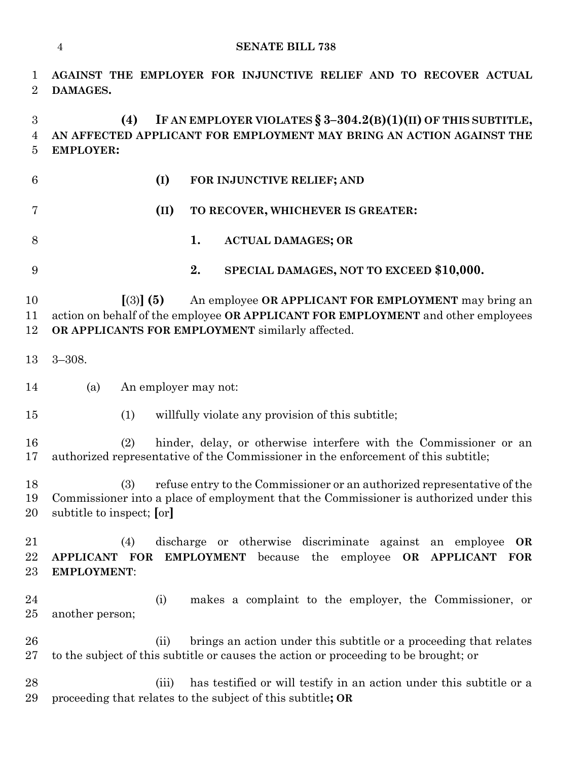**AGAINST THE EMPLOYER FOR INJUNCTIVE RELIEF AND TO RECOVER ACTUAL DAMAGES.**

**(4) IF AN EMPLOYER VIOLATES § 3–304.2(B)(1)(II) OF THIS SUBTITLE, AN AFFECTED APPLICANT FOR EMPLOYMENT MAY BRING AN ACTION AGAINST THE EMPLOYER:**

**(I) FOR INJUNCTIVE RELIEF; AND**

**(II) TO RECOVER, WHICHEVER IS GREATER:**

**1. ACTUAL DAMAGES; OR**

**2. SPECIAL DAMAGES, NOT TO EXCEED $10,000.**

**[**(3)**] (5)** An employee **OR APPLICANT FOR EMPLOYMENT** may bring an action on behalf of the employee **OR APPLICANT FOR EMPLOYMENT** and other employees **OR APPLICANTS FOR EMPLOYMENT** similarly affected.

3–308.

(a) An employer may not:

(1) willfully violate any provision of this subtitle;

(2) hinder, delay, or otherwise interfere with the Commissioner or an authorized representative of the Commissioner in the enforcement of this subtitle;

(3) refuse entry to the Commissioner or an authorized representative of the Commissioner into a place of employment that the Commissioner is authorized under this subtitle to inspect; **[**or**]**

(4) discharge or otherwise discriminate against an employee **OR APPLICANT FOR EMPLOYMENT** because the employee **OR APPLICANT FOR EMPLOYMENT**:

(i) makes a complaint to the employer, the Commissioner, or another person;

(ii) brings an action under this subtitle or a proceeding that relates to the subject of this subtitle or causes the action or proceeding to be brought; or

(iii) has testified or will testify in an action under this subtitle or a proceeding that relates to the subject of this subtitle**; OR**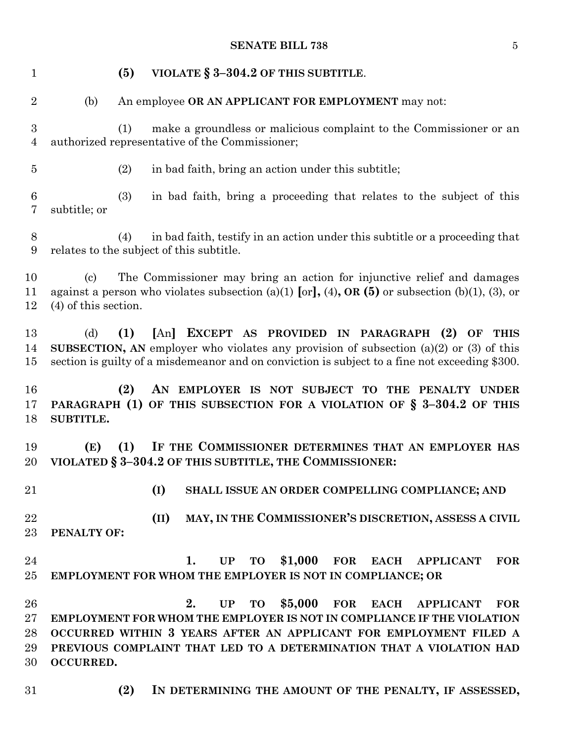**(5) VIOLATE § 3–304.2 OF THIS SUBTITLE**.

(b) An employee **OR AN APPLICANT FOR EMPLOYMENT** may not:

(1) make a groundless or malicious complaint to the Commissioner or an authorized representative of the Commissioner;

(2) in bad faith, bring an action under this subtitle;

(3) in bad faith, bring a proceeding that relates to the subject of this subtitle; or

(4) in bad faith, testify in an action under this subtitle or a proceeding that relates to the subject of this subtitle.

(c) The Commissioner may bring an action for injunctive relief and damages against a person who violates subsection (a)(1) **[**or**]**, (4)**, OR (5)** or subsection (b)(1), (3), or (4) of this section.

(d) **(1)** **[**An**]** **EXCEPT AS PROVIDED IN PARAGRAPH (2) OF THIS SUBSECTION, AN** employer who violates any provision of subsection (a)(2) or (3) of this section is guilty of a misdemeanor and on conviction is subject to a fine not exceeding $300.

**(2) AN EMPLOYER IS NOT SUBJECT TO THE PENALTY UNDER PARAGRAPH (1) OF THIS SUBSECTION FOR A VIOLATION OF § 3–304.2 OF THIS SUBTITLE.**

**(E) (1) IF THE COMMISSIONER DETERMINES THAT AN EMPLOYER HAS VIOLATED § 3–304.2 OF THIS SUBTITLE, THE COMMISSIONER:**

**(I) SHALL ISSUE AN ORDER COMPELLING COMPLIANCE; AND**

**(II) MAY, IN THE COMMISSIONER'S DISCRETION, ASSESS A CIVIL PENALTY OF:**

**1. UP TO $1,000 FOR EACH APPLICANT FOR EMPLOYMENT FOR WHOM THE EMPLOYER IS NOT IN COMPLIANCE; OR**

**2. UP TO $5,000 FOR EACH APPLICANT FOR EMPLOYMENT FOR WHOM THE EMPLOYER IS NOT IN COMPLIANCE IF THE VIOLATION OCCURRED WITHIN 3 YEARS AFTER AN APPLICANT FOR EMPLOYMENT FILED A PREVIOUS COMPLAINT THAT LED TO A DETERMINATION THAT A VIOLATION HAD OCCURRED.**

**(2) IN DETERMINING THE AMOUNT OF THE PENALTY, IF ASSESSED,**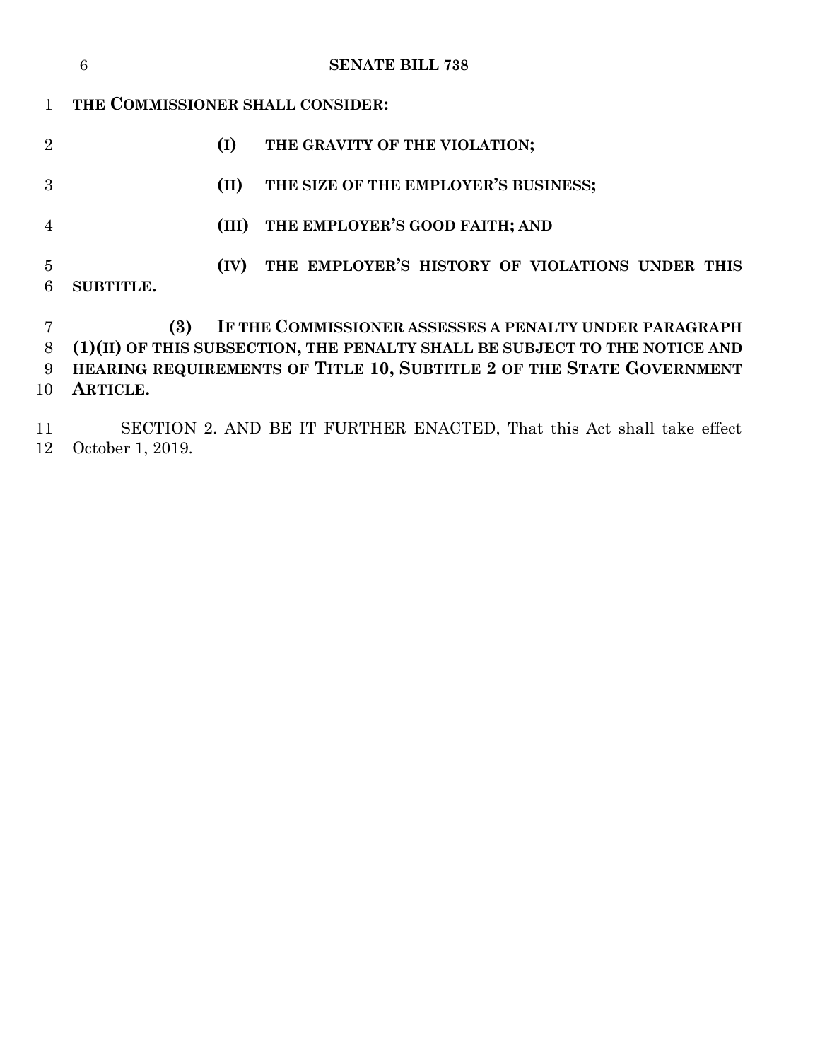**THE COMMISSIONER SHALL CONSIDER:**

**(I) THE GRAVITY OF THE VIOLATION;**

**(II) THE SIZE OF THE EMPLOYER'S BUSINESS;**

**(III) THE EMPLOYER'S GOOD FAITH; AND**

**(IV) THE EMPLOYER'S HISTORY OF VIOLATIONS UNDER THIS SUBTITLE.**

**(3) IF THE COMMISSIONER ASSESSES A PENALTY UNDER PARAGRAPH (1)(II) OF THIS SUBSECTION, THE PENALTY SHALL BE SUBJECT TO THE NOTICE AND HEARING REQUIREMENTS OF TITLE 10, SUBTITLE 2 OF THE STATE GOVERNMENT ARTICLE.**

SECTION 2. AND BE IT FURTHER ENACTED, That this Act shall take effect October 1, 2019.